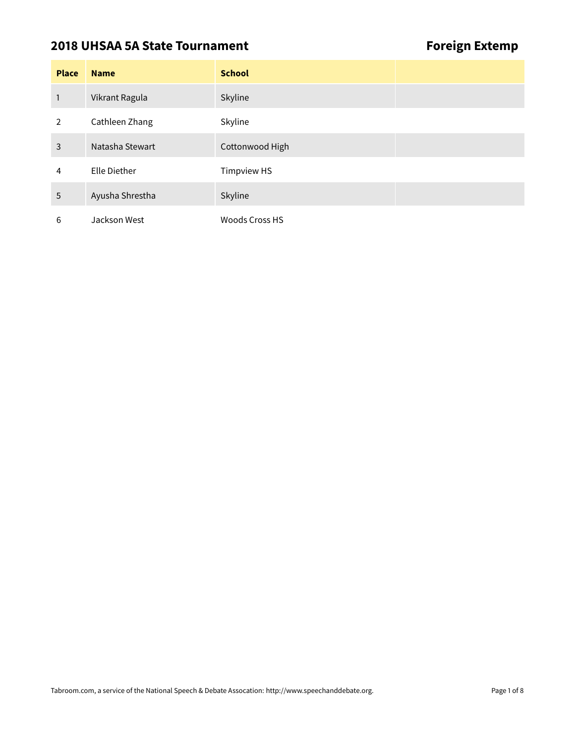# 2018 UHSAA 5A State Tournament

## Foreign Extemp

| Place | Name | School | |
|---|---|---|---|
| 1 | Vikrant Ragula | Skyline | |
| 2 | Cathleen Zhang | Skyline | |
| 3 | Natasha Stewart | Cottonwood High | |
| 4 | Elle Diether | Timpview HS | |
| 5 | Ayusha Shrestha | Skyline | |
| 6 | Jackson West | Woods Cross HS | |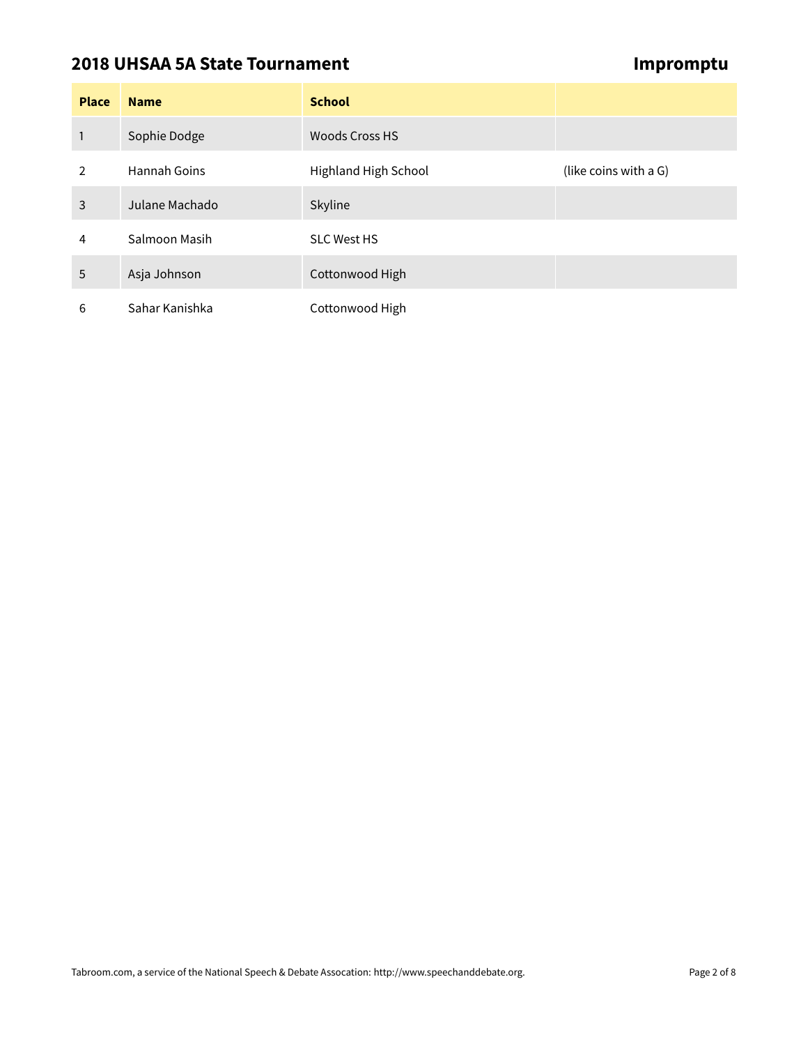## 2018 UHSAA 5A State Tournament

## Impromptu

| Place | Name | School | |
|---|---|---|---|
| 1 | Sophie Dodge | Woods Cross HS | |
| 2 | Hannah Goins | Highland High School | (like coins with a G) |
| 3 | Julane Machado | Skyline | |
| 4 | Salmoon Masih | SLC West HS | |
| 5 | Asja Johnson | Cottonwood High | |
| 6 | Sahar Kanishka | Cottonwood High | |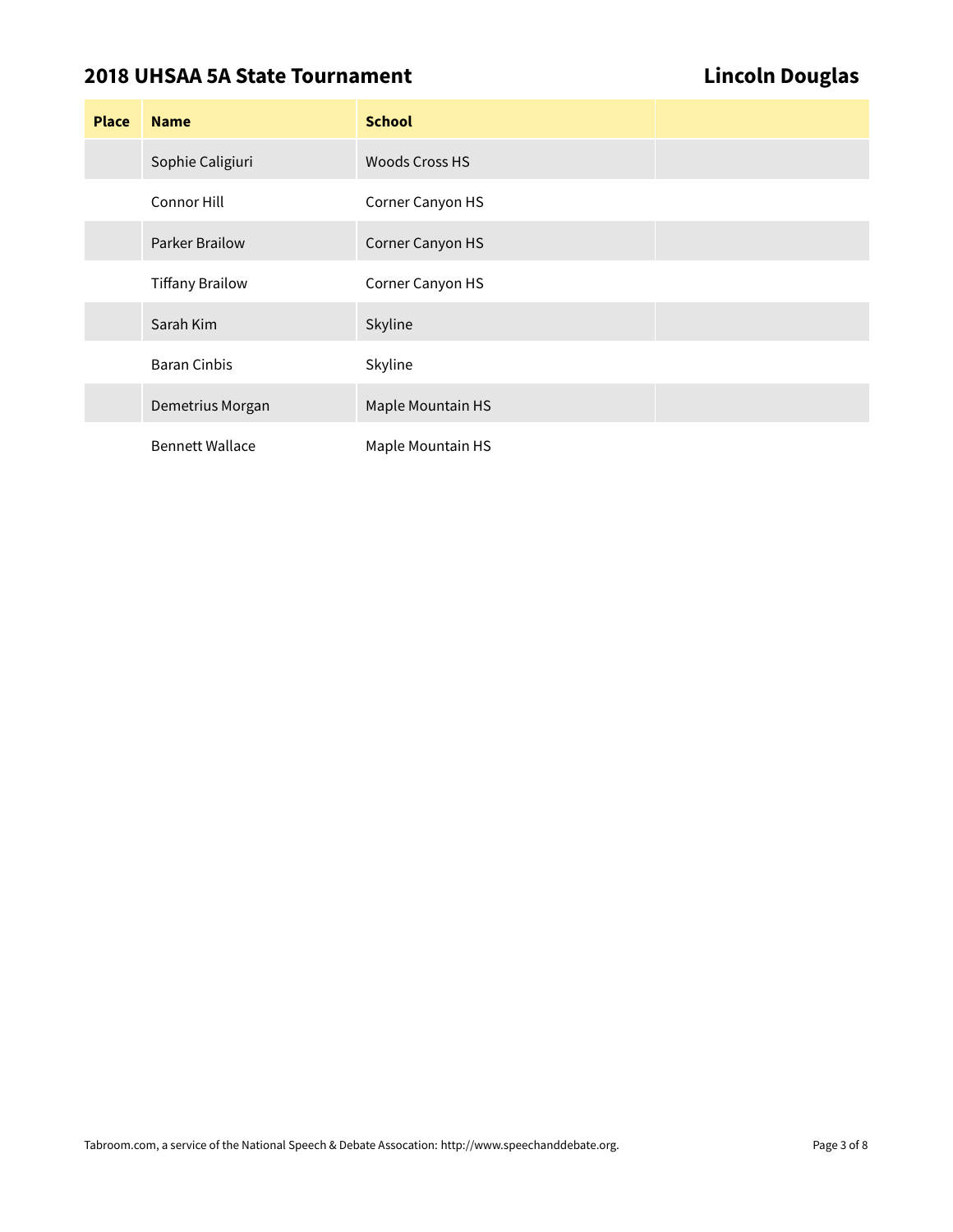## 2018 UHSAA 5A State Tournament — Lincoln Douglas

| Place | Name | School | |
|---|---|---|---|
| | Sophie Caligiuri | Woods Cross HS | |
| | Connor Hill | Corner Canyon HS | |
| | Parker Brailow | Corner Canyon HS | |
| | Tiffany Brailow | Corner Canyon HS | |
| | Sarah Kim | Skyline | |
| | Baran Cinbis | Skyline | |
| | Demetrius Morgan | Maple Mountain HS | |
| | Bennett Wallace | Maple Mountain HS | |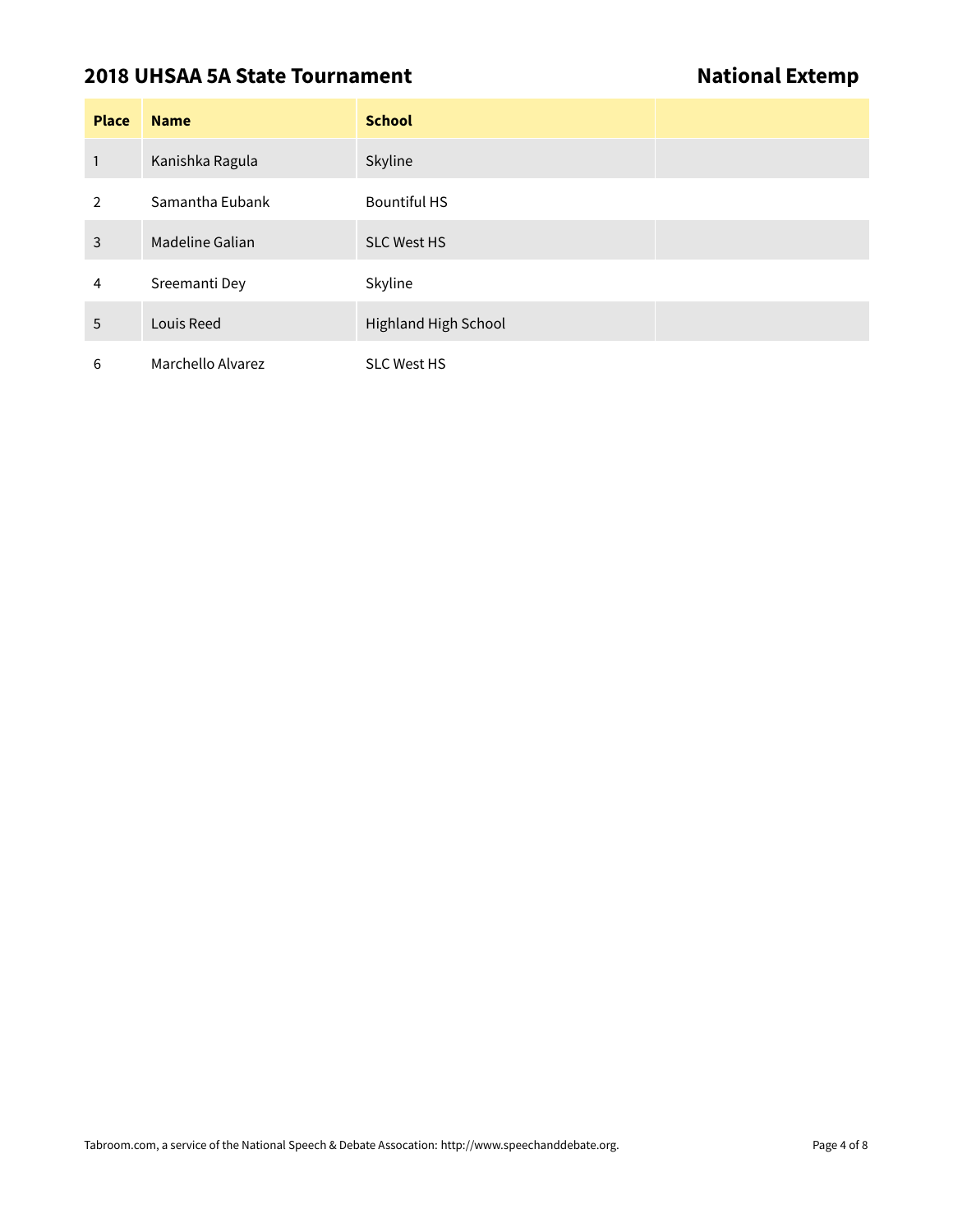## 2018 UHSAA 5A State Tournament

## National Extemp

| Place | Name | School | |
|---|---|---|---|
| 1 | Kanishka Ragula | Skyline | |
| 2 | Samantha Eubank | Bountiful HS | |
| 3 | Madeline Galian | SLC West HS | |
| 4 | Sreemanti Dey | Skyline | |
| 5 | Louis Reed | Highland High School | |
| 6 | Marchello Alvarez | SLC West HS | |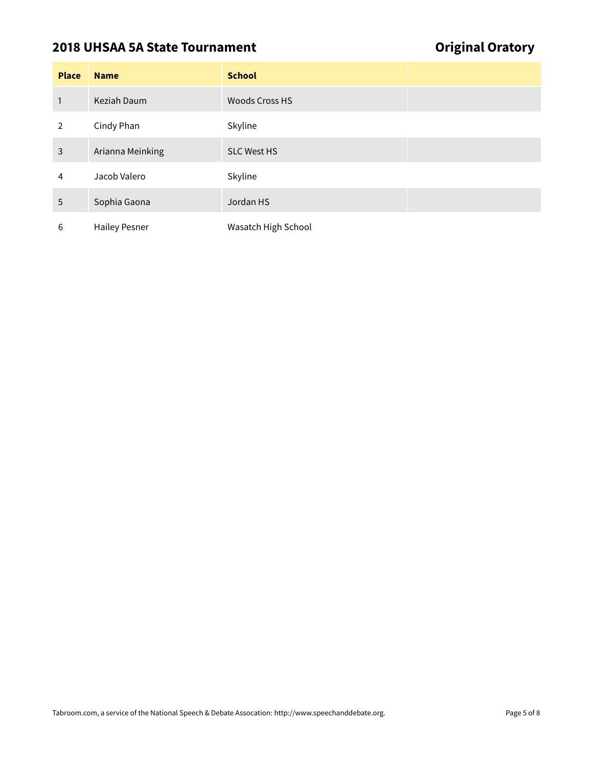## 2018 UHSAA 5A State Tournament

## Original Oratory

| Place | Name | School | |
|---|---|---|---|
| 1 | Keziah Daum | Woods Cross HS | |
| 2 | Cindy Phan | Skyline | |
| 3 | Arianna Meinking | SLC West HS | |
| 4 | Jacob Valero | Skyline | |
| 5 | Sophia Gaona | Jordan HS | |
| 6 | Hailey Pesner | Wasatch High School | |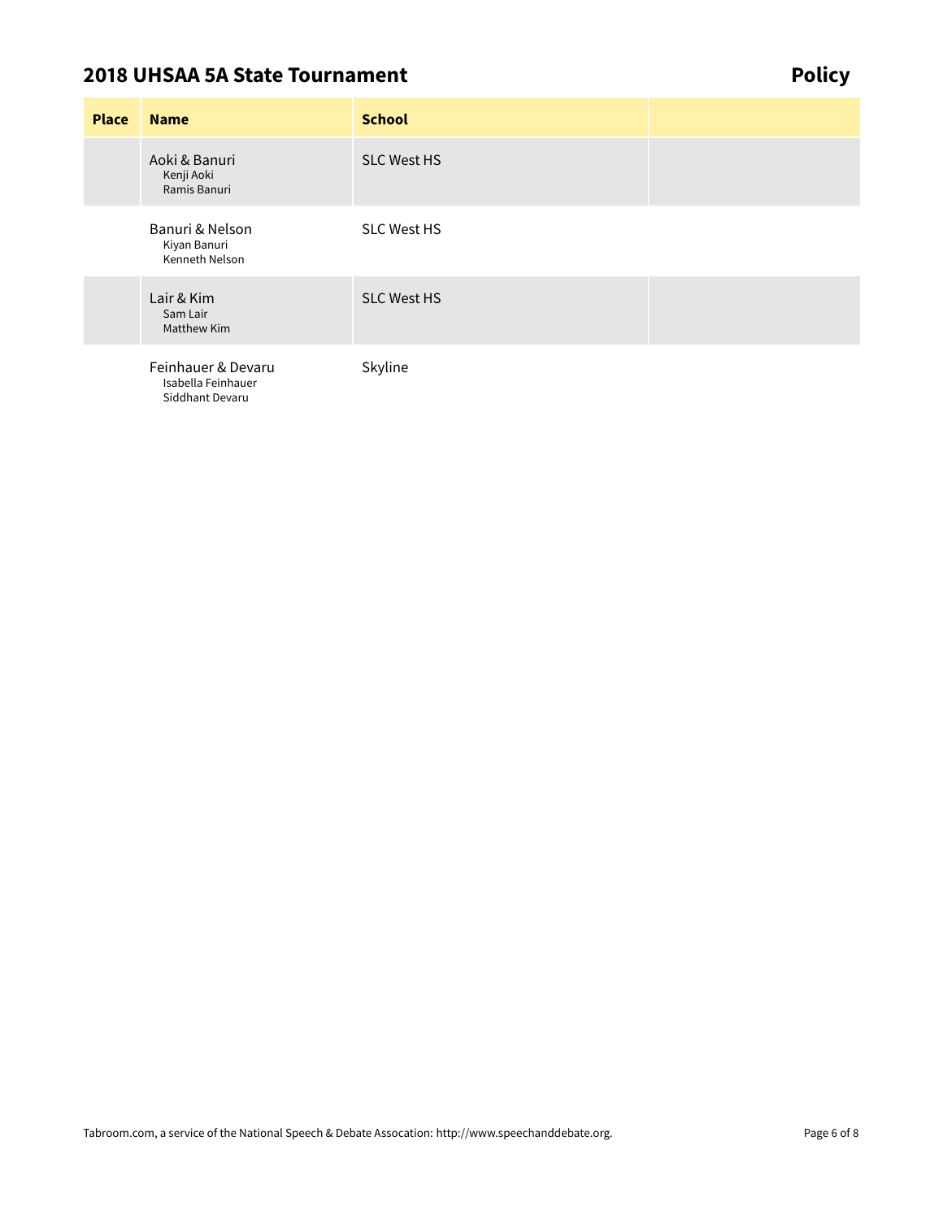## 2018 UHSAA 5A State Tournament

**Policy**

| Place | Name | School | |
|---|---|---|---|
| | Aoki & Banuri<br>Kenji Aoki<br>Ramis Banuri | SLC West HS | |
| | Banuri & Nelson<br>Kiyan Banuri<br>Kenneth Nelson | SLC West HS | |
| | Lair & Kim<br>Sam Lair<br>Matthew Kim | SLC West HS | |
| | Feinhauer & Devaru<br>Isabella Feinhauer<br>Siddhant Devaru | Skyline | |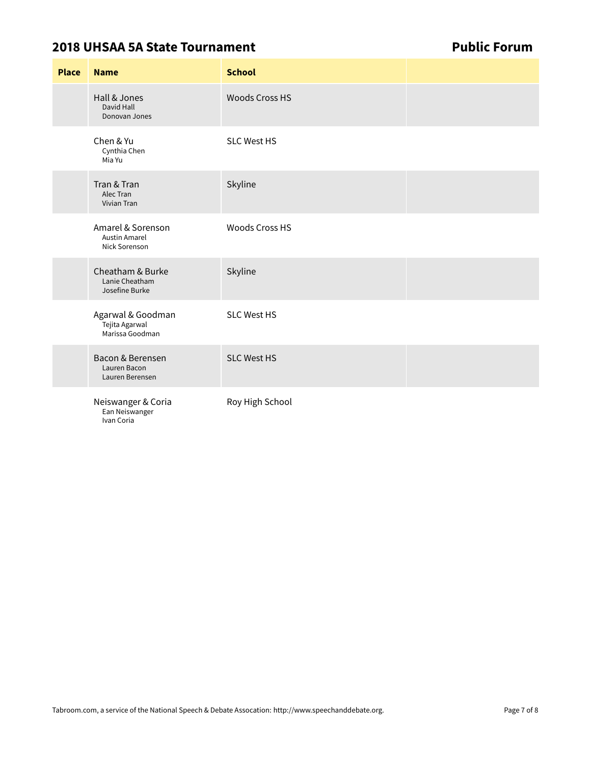## 2018 UHSAA 5A State Tournament

## Public Forum

| Place | Name | School | |
|---|---|---|---|
| | Hall & Jones<br>David Hall<br>Donovan Jones | Woods Cross HS | |
| | Chen & Yu<br>Cynthia Chen<br>Mia Yu | SLC West HS | |
| | Tran & Tran<br>Alec Tran<br>Vivian Tran | Skyline | |
| | Amarel & Sorenson<br>Austin Amarel<br>Nick Sorenson | Woods Cross HS | |
| | Cheatham & Burke<br>Lanie Cheatham<br>Josefine Burke | Skyline | |
| | Agarwal & Goodman<br>Tejita Agarwal<br>Marissa Goodman | SLC West HS | |
| | Bacon & Berensen<br>Lauren Bacon<br>Lauren Berensen | SLC West HS | |
| | Neiswanger & Coria<br>Ean Neiswanger<br>Ivan Coria | Roy High School | |

Tabroom.com, a service of the National Speech & Debate Assocation: http://www.speechanddebate.org.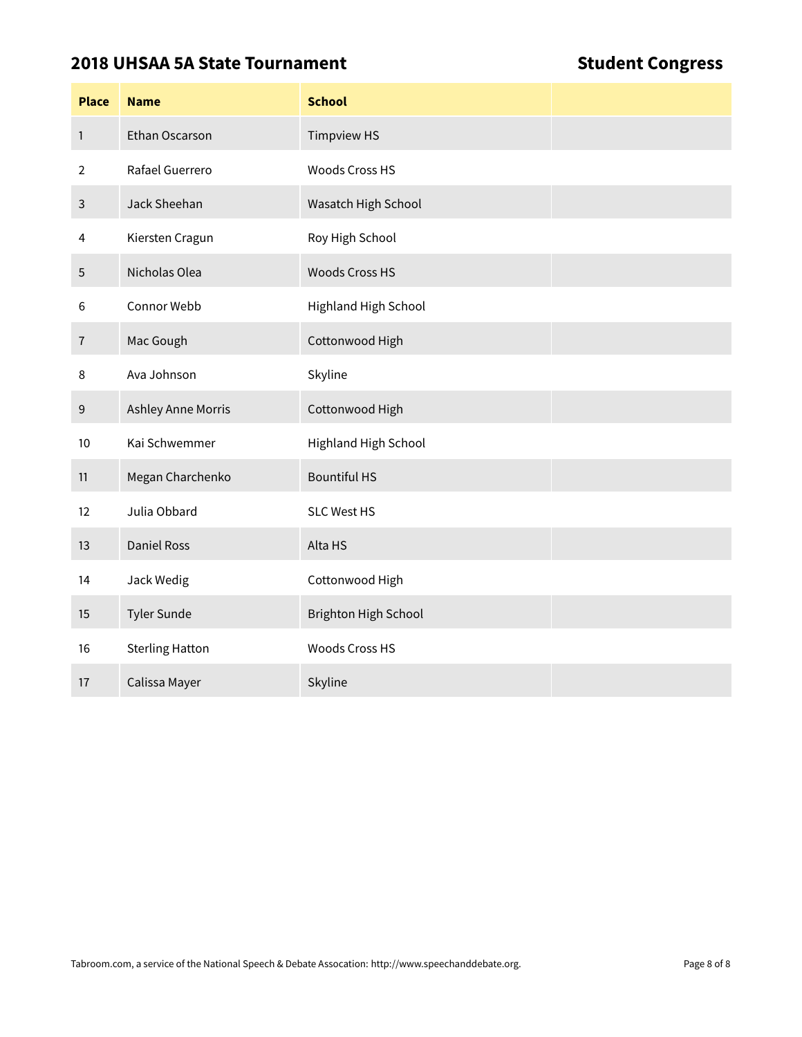## 2018 UHSAA 5A State Tournament

## Student Congress

| Place | Name | School | |
|---|---|---|---|
| 1 | Ethan Oscarson | Timpview HS | |
| 2 | Rafael Guerrero | Woods Cross HS | |
| 3 | Jack Sheehan | Wasatch High School | |
| 4 | Kiersten Cragun | Roy High School | |
| 5 | Nicholas Olea | Woods Cross HS | |
| 6 | Connor Webb | Highland High School | |
| 7 | Mac Gough | Cottonwood High | |
| 8 | Ava Johnson | Skyline | |
| 9 | Ashley Anne Morris | Cottonwood High | |
| 10 | Kai Schwemmer | Highland High School | |
| 11 | Megan Charchenko | Bountiful HS | |
| 12 | Julia Obbard | SLC West HS | |
| 13 | Daniel Ross | Alta HS | |
| 14 | Jack Wedig | Cottonwood High | |
| 15 | Tyler Sunde | Brighton High School | |
| 16 | Sterling Hatton | Woods Cross HS | |
| 17 | Calissa Mayer | Skyline | |

Tabroom.com, a service of the National Speech & Debate Assocation: http://www.speechanddebate.org.